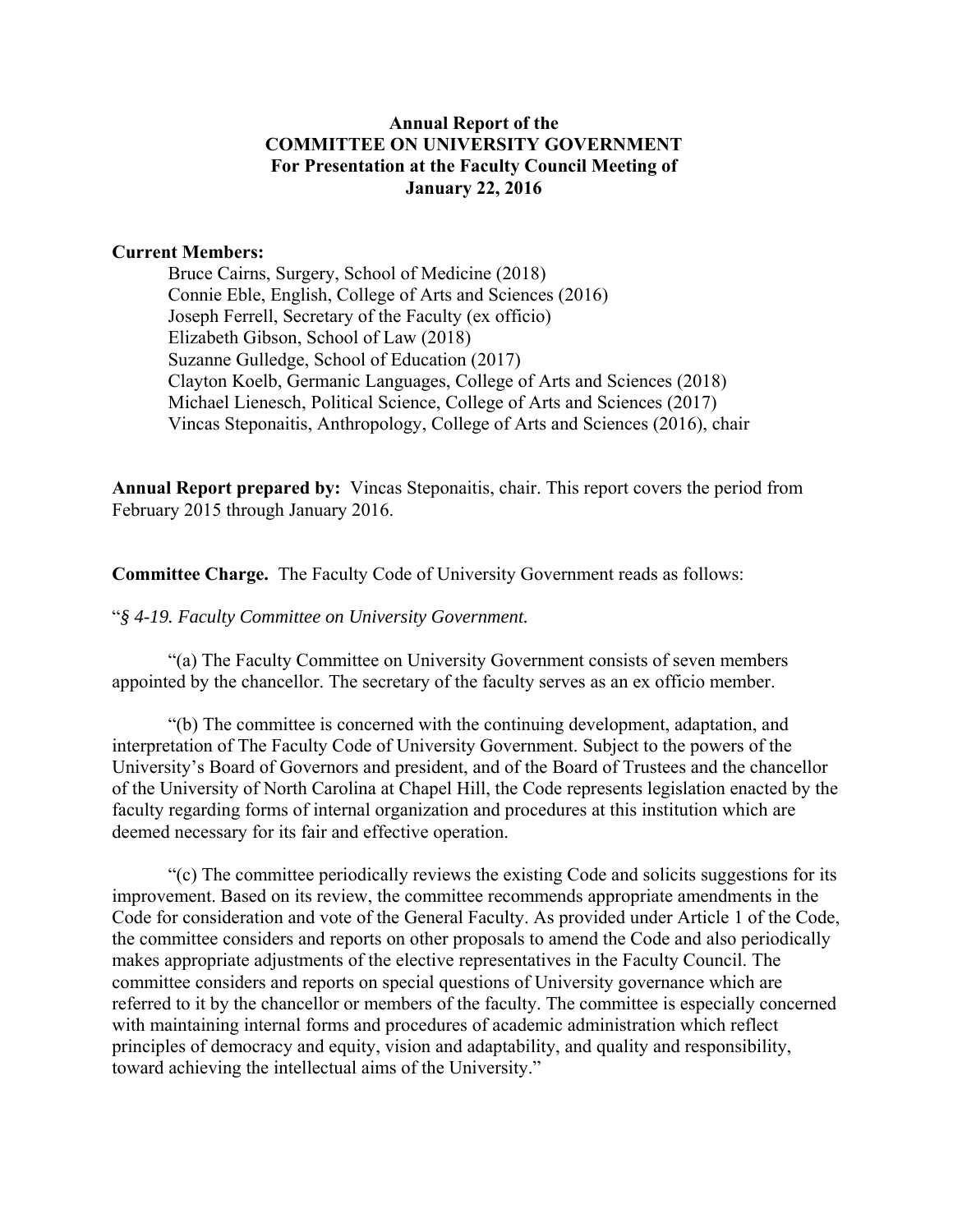# Annual Report of the COMMITTEE ON UNIVERSITY GOVERNMENT For Presentation at the Faculty Council Meeting of January 22, 2016

**Current Members:**

Bruce Cairns, Surgery, School of Medicine (2018)
Connie Eble, English, College of Arts and Sciences (2016)
Joseph Ferrell, Secretary of the Faculty (ex officio)
Elizabeth Gibson, School of Law (2018)
Suzanne Gulledge, School of Education (2017)
Clayton Koelb, Germanic Languages, College of Arts and Sciences (2018)
Michael Lienesch, Political Science, College of Arts and Sciences (2017)
Vincas Steponaitis, Anthropology, College of Arts and Sciences (2016), chair

**Annual Report prepared by:** Vincas Steponaitis, chair. This report covers the period from February 2015 through January 2016.

**Committee Charge.** The Faculty Code of University Government reads as follows:

"*§ 4-19. Faculty Committee on University Government.*

"(a) The Faculty Committee on University Government consists of seven members appointed by the chancellor. The secretary of the faculty serves as an ex officio member.

"(b) The committee is concerned with the continuing development, adaptation, and interpretation of The Faculty Code of University Government. Subject to the powers of the University's Board of Governors and president, and of the Board of Trustees and the chancellor of the University of North Carolina at Chapel Hill, the Code represents legislation enacted by the faculty regarding forms of internal organization and procedures at this institution which are deemed necessary for its fair and effective operation.

"(c) The committee periodically reviews the existing Code and solicits suggestions for its improvement. Based on its review, the committee recommends appropriate amendments in the Code for consideration and vote of the General Faculty. As provided under Article 1 of the Code, the committee considers and reports on other proposals to amend the Code and also periodically makes appropriate adjustments of the elective representatives in the Faculty Council. The committee considers and reports on special questions of University governance which are referred to it by the chancellor or members of the faculty. The committee is especially concerned with maintaining internal forms and procedures of academic administration which reflect principles of democracy and equity, vision and adaptability, and quality and responsibility, toward achieving the intellectual aims of the University."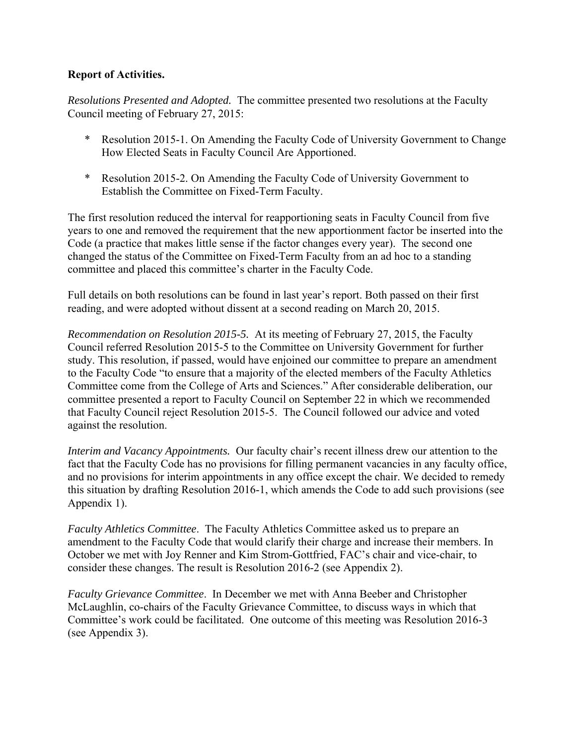**Report of Activities.**

*Resolutions Presented and Adopted.* The committee presented two resolutions at the Faculty Council meeting of February 27, 2015:

* Resolution 2015-1. On Amending the Faculty Code of University Government to Change How Elected Seats in Faculty Council Are Apportioned.
* Resolution 2015-2. On Amending the Faculty Code of University Government to Establish the Committee on Fixed-Term Faculty.

The first resolution reduced the interval for reapportioning seats in Faculty Council from five years to one and removed the requirement that the new apportionment factor be inserted into the Code (a practice that makes little sense if the factor changes every year). The second one changed the status of the Committee on Fixed-Term Faculty from an ad hoc to a standing committee and placed this committee's charter in the Faculty Code.

Full details on both resolutions can be found in last year's report. Both passed on their first reading, and were adopted without dissent at a second reading on March 20, 2015.

*Recommendation on Resolution 2015-5.* At its meeting of February 27, 2015, the Faculty Council referred Resolution 2015-5 to the Committee on University Government for further study. This resolution, if passed, would have enjoined our committee to prepare an amendment to the Faculty Code "to ensure that a majority of the elected members of the Faculty Athletics Committee come from the College of Arts and Sciences." After considerable deliberation, our committee presented a report to Faculty Council on September 22 in which we recommended that Faculty Council reject Resolution 2015-5. The Council followed our advice and voted against the resolution.

*Interim and Vacancy Appointments.* Our faculty chair's recent illness drew our attention to the fact that the Faculty Code has no provisions for filling permanent vacancies in any faculty office, and no provisions for interim appointments in any office except the chair. We decided to remedy this situation by drafting Resolution 2016-1, which amends the Code to add such provisions (see Appendix 1).

*Faculty Athletics Committee*. The Faculty Athletics Committee asked us to prepare an amendment to the Faculty Code that would clarify their charge and increase their members. In October we met with Joy Renner and Kim Strom-Gottfried, FAC's chair and vice-chair, to consider these changes. The result is Resolution 2016-2 (see Appendix 2).

*Faculty Grievance Committee*. In December we met with Anna Beeber and Christopher McLaughlin, co-chairs of the Faculty Grievance Committee, to discuss ways in which that Committee's work could be facilitated. One outcome of this meeting was Resolution 2016-3 (see Appendix 3).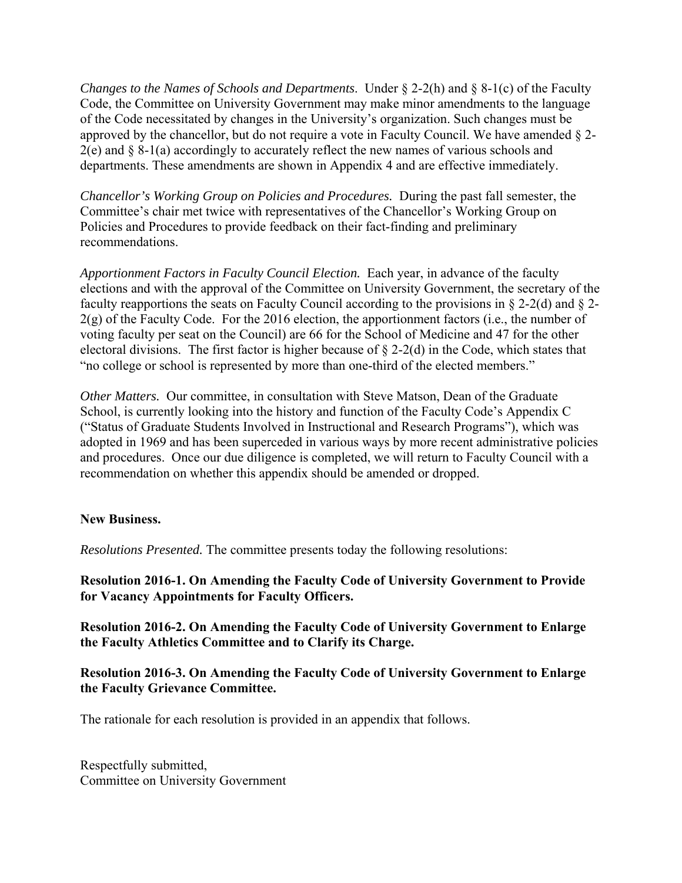*Changes to the Names of Schools and Departments*. Under § 2-2(h) and § 8-1(c) of the Faculty Code, the Committee on University Government may make minor amendments to the language of the Code necessitated by changes in the University's organization. Such changes must be approved by the chancellor, but do not require a vote in Faculty Council. We have amended § 2-2(e) and § 8-1(a) accordingly to accurately reflect the new names of various schools and departments. These amendments are shown in Appendix 4 and are effective immediately.

*Chancellor's Working Group on Policies and Procedures.* During the past fall semester, the Committee's chair met twice with representatives of the Chancellor's Working Group on Policies and Procedures to provide feedback on their fact-finding and preliminary recommendations.

*Apportionment Factors in Faculty Council Election.* Each year, in advance of the faculty elections and with the approval of the Committee on University Government, the secretary of the faculty reapportions the seats on Faculty Council according to the provisions in § 2-2(d) and § 2-2(g) of the Faculty Code. For the 2016 election, the apportionment factors (i.e., the number of voting faculty per seat on the Council) are 66 for the School of Medicine and 47 for the other electoral divisions. The first factor is higher because of § 2-2(d) in the Code, which states that "no college or school is represented by more than one-third of the elected members."

*Other Matters.* Our committee, in consultation with Steve Matson, Dean of the Graduate School, is currently looking into the history and function of the Faculty Code's Appendix C ("Status of Graduate Students Involved in Instructional and Research Programs"), which was adopted in 1969 and has been superceded in various ways by more recent administrative policies and procedures. Once our due diligence is completed, we will return to Faculty Council with a recommendation on whether this appendix should be amended or dropped.

**New Business.**

*Resolutions Presented.* The committee presents today the following resolutions:

**Resolution 2016-1. On Amending the Faculty Code of University Government to Provide for Vacancy Appointments for Faculty Officers.**

**Resolution 2016-2. On Amending the Faculty Code of University Government to Enlarge the Faculty Athletics Committee and to Clarify its Charge.**

**Resolution 2016-3. On Amending the Faculty Code of University Government to Enlarge the Faculty Grievance Committee.**

The rationale for each resolution is provided in an appendix that follows.

Respectfully submitted,
Committee on University Government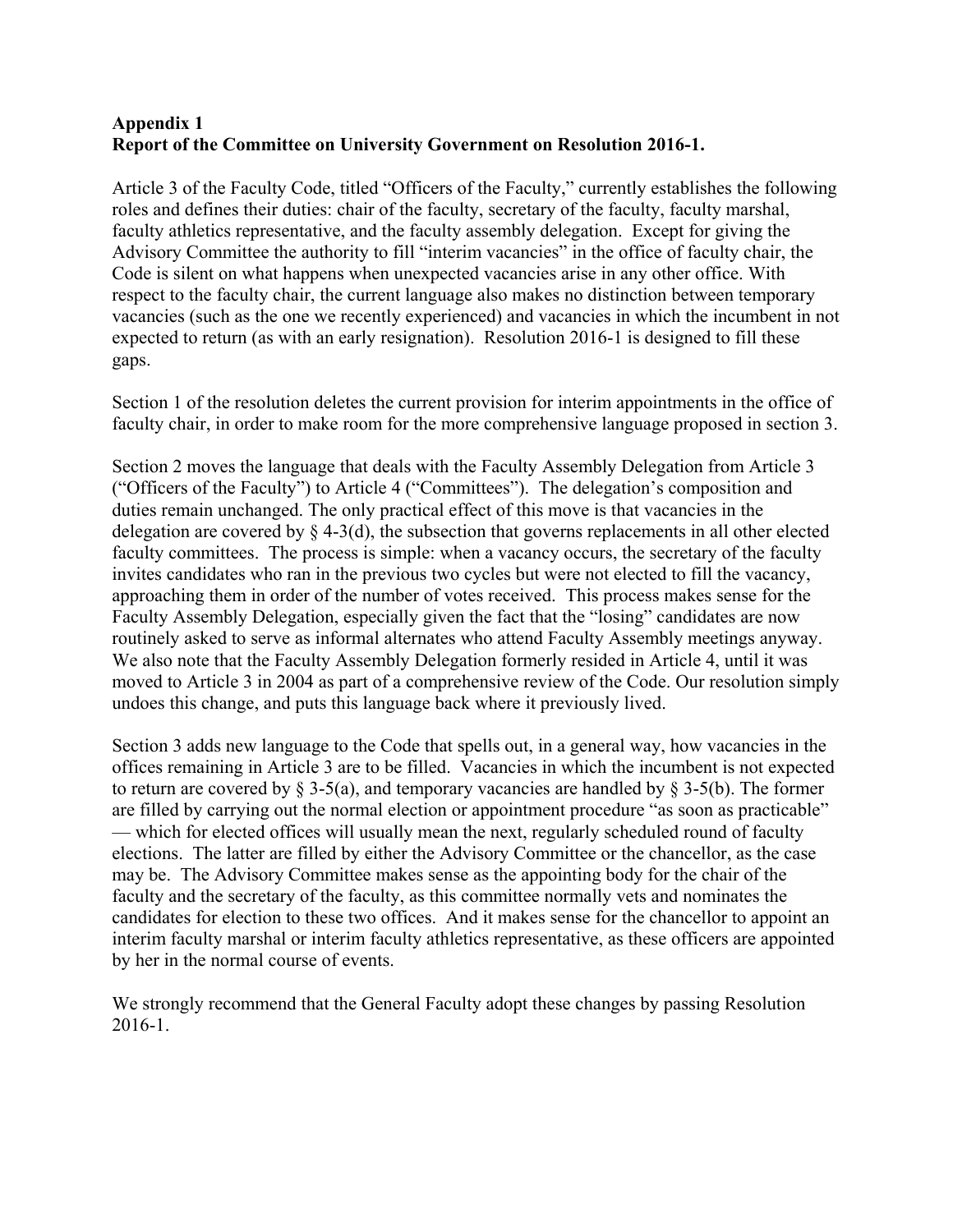**Appendix 1**
**Report of the Committee on University Government on Resolution 2016-1.**

Article 3 of the Faculty Code, titled "Officers of the Faculty," currently establishes the following roles and defines their duties: chair of the faculty, secretary of the faculty, faculty marshal, faculty athletics representative, and the faculty assembly delegation. Except for giving the Advisory Committee the authority to fill "interim vacancies" in the office of faculty chair, the Code is silent on what happens when unexpected vacancies arise in any other office. With respect to the faculty chair, the current language also makes no distinction between temporary vacancies (such as the one we recently experienced) and vacancies in which the incumbent in not expected to return (as with an early resignation). Resolution 2016-1 is designed to fill these gaps.

Section 1 of the resolution deletes the current provision for interim appointments in the office of faculty chair, in order to make room for the more comprehensive language proposed in section 3.

Section 2 moves the language that deals with the Faculty Assembly Delegation from Article 3 ("Officers of the Faculty") to Article 4 ("Committees"). The delegation's composition and duties remain unchanged. The only practical effect of this move is that vacancies in the delegation are covered by § 4-3(d), the subsection that governs replacements in all other elected faculty committees. The process is simple: when a vacancy occurs, the secretary of the faculty invites candidates who ran in the previous two cycles but were not elected to fill the vacancy, approaching them in order of the number of votes received. This process makes sense for the Faculty Assembly Delegation, especially given the fact that the "losing" candidates are now routinely asked to serve as informal alternates who attend Faculty Assembly meetings anyway. We also note that the Faculty Assembly Delegation formerly resided in Article 4, until it was moved to Article 3 in 2004 as part of a comprehensive review of the Code. Our resolution simply undoes this change, and puts this language back where it previously lived.

Section 3 adds new language to the Code that spells out, in a general way, how vacancies in the offices remaining in Article 3 are to be filled. Vacancies in which the incumbent is not expected to return are covered by § 3-5(a), and temporary vacancies are handled by § 3-5(b). The former are filled by carrying out the normal election or appointment procedure "as soon as practicable" — which for elected offices will usually mean the next, regularly scheduled round of faculty elections. The latter are filled by either the Advisory Committee or the chancellor, as the case may be. The Advisory Committee makes sense as the appointing body for the chair of the faculty and the secretary of the faculty, as this committee normally vets and nominates the candidates for election to these two offices. And it makes sense for the chancellor to appoint an interim faculty marshal or interim faculty athletics representative, as these officers are appointed by her in the normal course of events.

We strongly recommend that the General Faculty adopt these changes by passing Resolution 2016-1.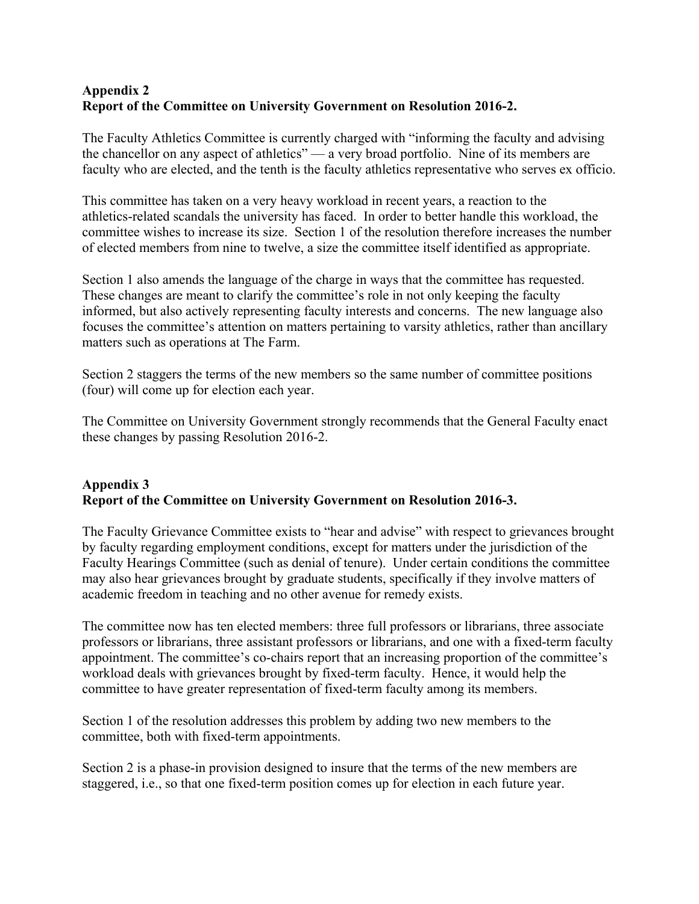**Appendix 2**
**Report of the Committee on University Government on Resolution 2016-2.**

The Faculty Athletics Committee is currently charged with "informing the faculty and advising the chancellor on any aspect of athletics" — a very broad portfolio. Nine of its members are faculty who are elected, and the tenth is the faculty athletics representative who serves ex officio.

This committee has taken on a very heavy workload in recent years, a reaction to the athletics-related scandals the university has faced. In order to better handle this workload, the committee wishes to increase its size. Section 1 of the resolution therefore increases the number of elected members from nine to twelve, a size the committee itself identified as appropriate.

Section 1 also amends the language of the charge in ways that the committee has requested. These changes are meant to clarify the committee's role in not only keeping the faculty informed, but also actively representing faculty interests and concerns. The new language also focuses the committee's attention on matters pertaining to varsity athletics, rather than ancillary matters such as operations at The Farm.

Section 2 staggers the terms of the new members so the same number of committee positions (four) will come up for election each year.

The Committee on University Government strongly recommends that the General Faculty enact these changes by passing Resolution 2016-2.

**Appendix 3**
**Report of the Committee on University Government on Resolution 2016-3.**

The Faculty Grievance Committee exists to "hear and advise" with respect to grievances brought by faculty regarding employment conditions, except for matters under the jurisdiction of the Faculty Hearings Committee (such as denial of tenure). Under certain conditions the committee may also hear grievances brought by graduate students, specifically if they involve matters of academic freedom in teaching and no other avenue for remedy exists.

The committee now has ten elected members: three full professors or librarians, three associate professors or librarians, three assistant professors or librarians, and one with a fixed-term faculty appointment. The committee's co-chairs report that an increasing proportion of the committee's workload deals with grievances brought by fixed-term faculty. Hence, it would help the committee to have greater representation of fixed-term faculty among its members.

Section 1 of the resolution addresses this problem by adding two new members to the committee, both with fixed-term appointments.

Section 2 is a phase-in provision designed to insure that the terms of the new members are staggered, i.e., so that one fixed-term position comes up for election in each future year.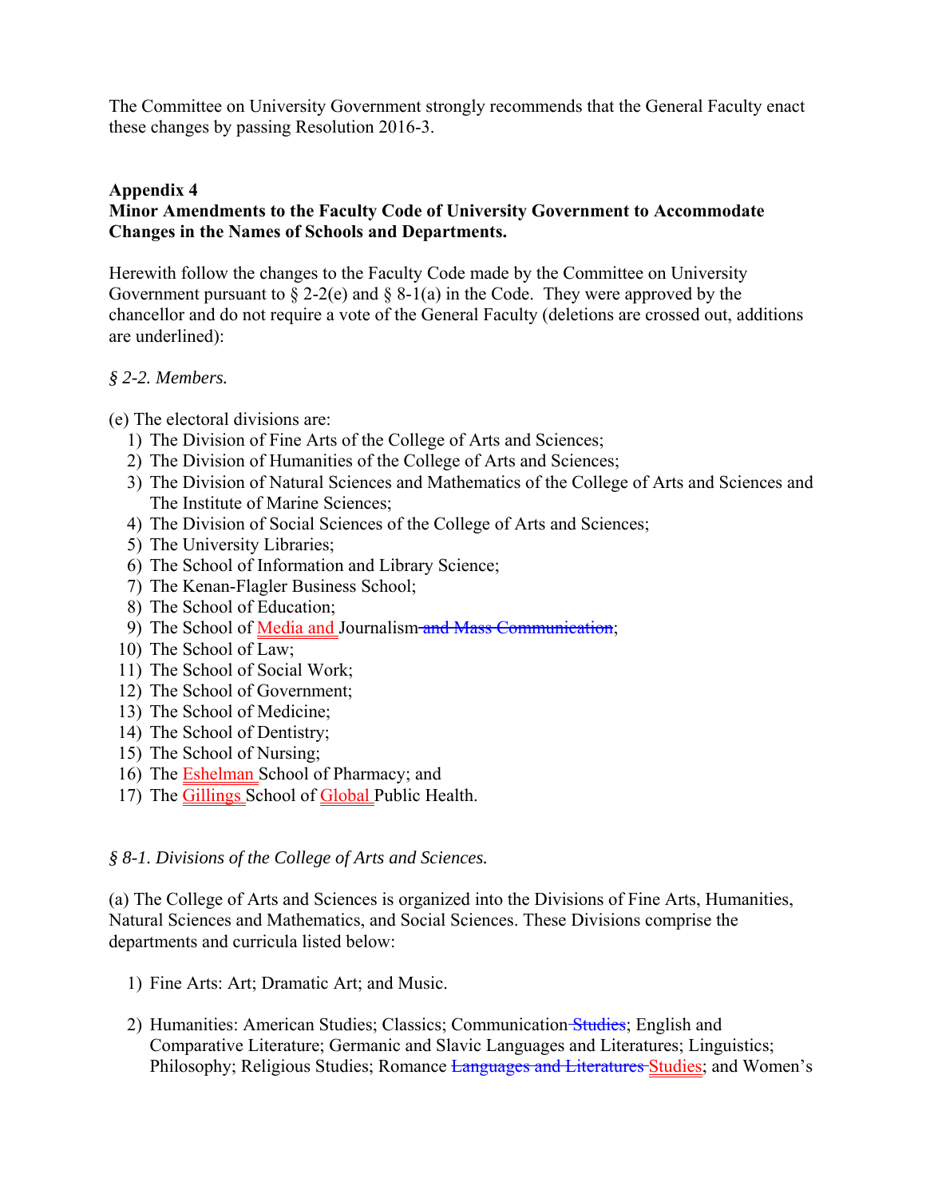The Committee on University Government strongly recommends that the General Faculty enact these changes by passing Resolution 2016-3.

**Appendix 4**
**Minor Amendments to the Faculty Code of University Government to Accommodate Changes in the Names of Schools and Departments.**

Herewith follow the changes to the Faculty Code made by the Committee on University Government pursuant to § 2-2(e) and § 8-1(a) in the Code. They were approved by the chancellor and do not require a vote of the General Faculty (deletions are crossed out, additions are underlined):

*§ 2-2. Members.*

(e) The electoral divisions are:

1) The Division of Fine Arts of the College of Arts and Sciences;
2) The Division of Humanities of the College of Arts and Sciences;
3) The Division of Natural Sciences and Mathematics of the College of Arts and Sciences and The Institute of Marine Sciences;
4) The Division of Social Sciences of the College of Arts and Sciences;
5) The University Libraries;
6) The School of Information and Library Science;
7) The Kenan-Flagler Business School;
8) The School of Education;
9) The School of <u>Media and</u> Journalism ~~and Mass Communication~~;
10) The School of Law;
11) The School of Social Work;
12) The School of Government;
13) The School of Medicine;
14) The School of Dentistry;
15) The School of Nursing;
16) The <u>Eshelman</u> School of Pharmacy; and
17) The <u>Gillings</u> School of <u>Global</u> Public Health.

*§ 8-1. Divisions of the College of Arts and Sciences.*

(a) The College of Arts and Sciences is organized into the Divisions of Fine Arts, Humanities, Natural Sciences and Mathematics, and Social Sciences. These Divisions comprise the departments and curricula listed below:

1) Fine Arts: Art; Dramatic Art; and Music.

2) Humanities: American Studies; Classics; Communication ~~Studies~~; English and Comparative Literature; Germanic and Slavic Languages and Literatures; Linguistics; Philosophy; Religious Studies; Romance ~~Languages and Literatures~~ <u>Studies</u>; and Women's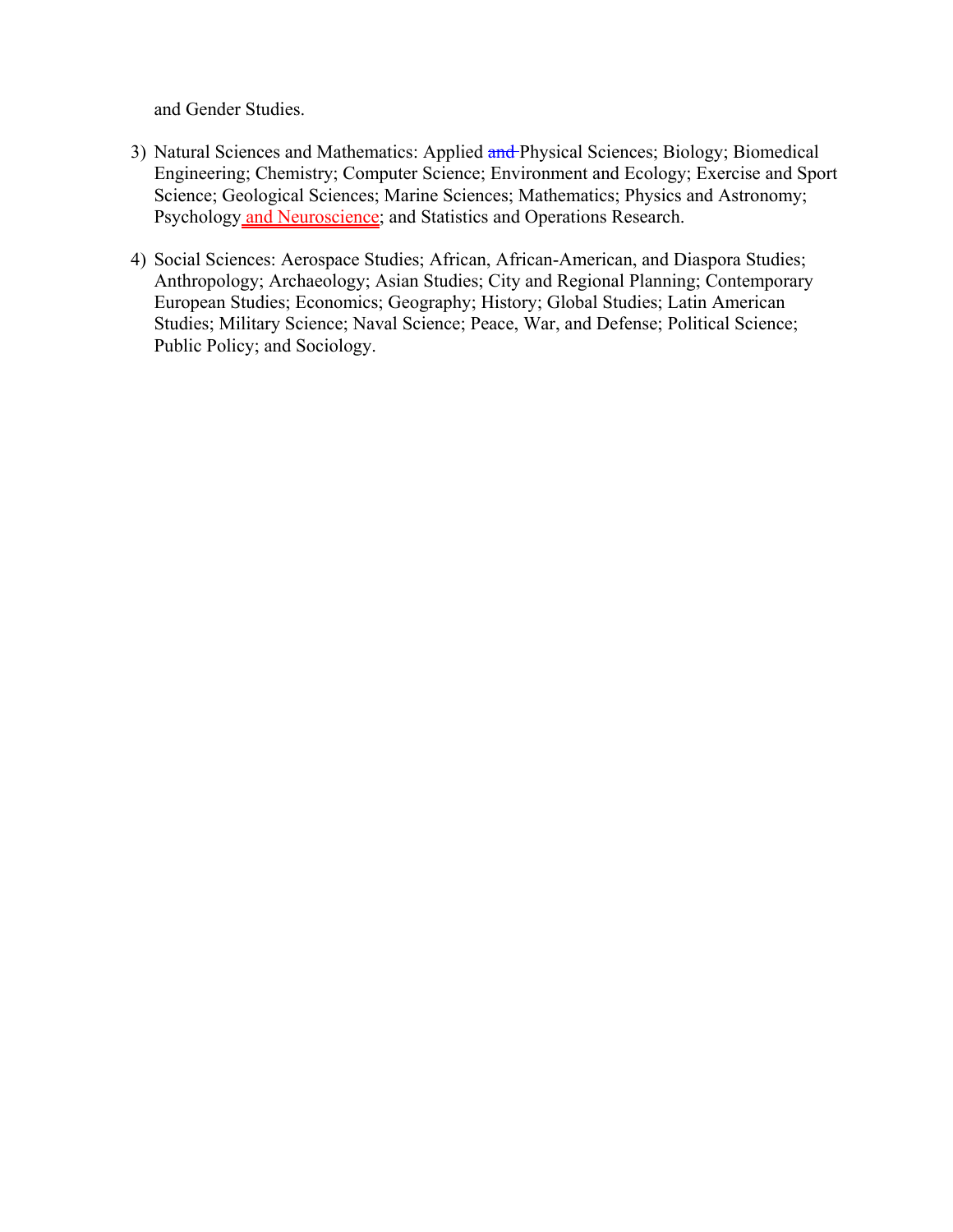and Gender Studies.

3) Natural Sciences and Mathematics: Applied ~~and~~ Physical Sciences; Biology; Biomedical Engineering; Chemistry; Computer Science; Environment and Ecology; Exercise and Sport Science; Geological Sciences; Marine Sciences; Mathematics; Physics and Astronomy; Psychology and Neuroscience; and Statistics and Operations Research.

4) Social Sciences: Aerospace Studies; African, African-American, and Diaspora Studies; Anthropology; Archaeology; Asian Studies; City and Regional Planning; Contemporary European Studies; Economics; Geography; History; Global Studies; Latin American Studies; Military Science; Naval Science; Peace, War, and Defense; Political Science; Public Policy; and Sociology.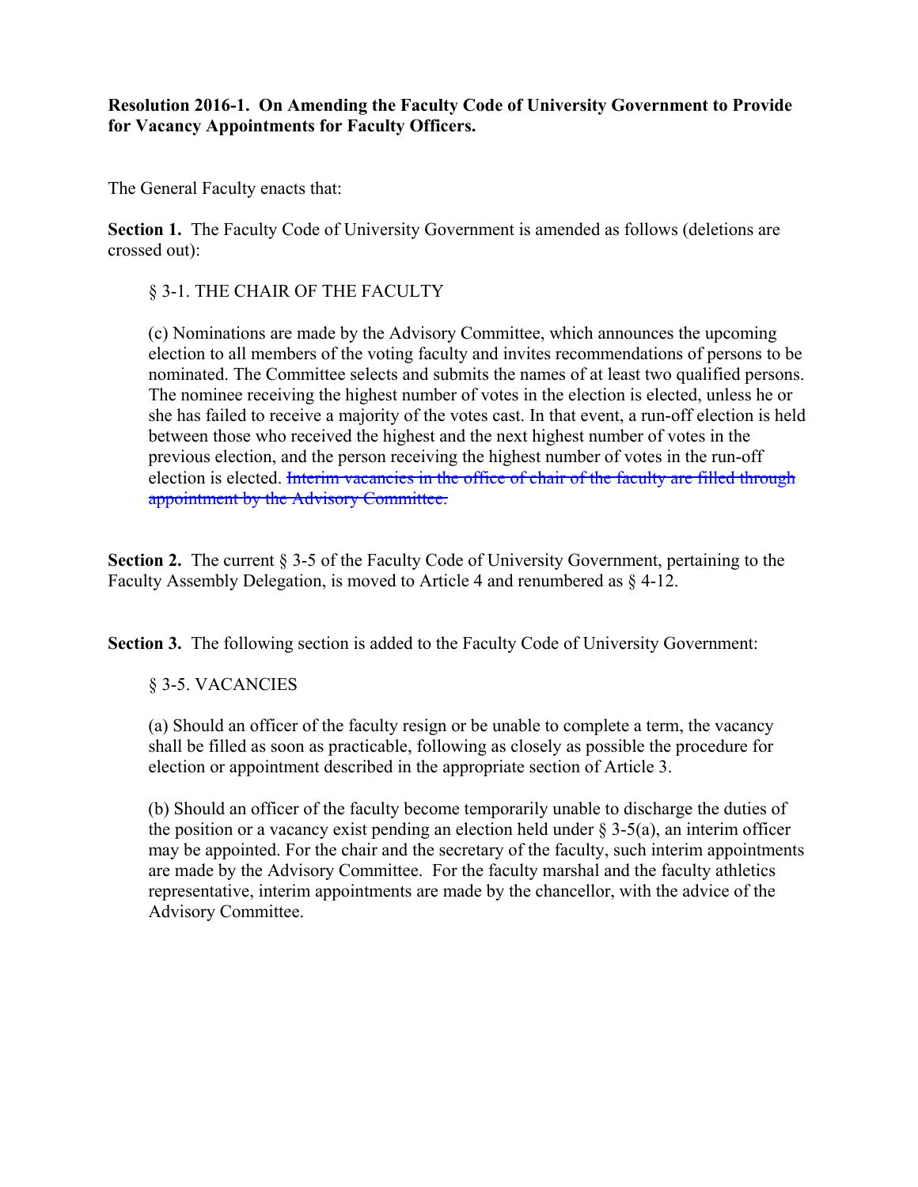**Resolution 2016-1. On Amending the Faculty Code of University Government to Provide for Vacancy Appointments for Faculty Officers.**

The General Faculty enacts that:

**Section 1.** The Faculty Code of University Government is amended as follows (deletions are crossed out):

> § 3-1. THE CHAIR OF THE FACULTY
>
> (c) Nominations are made by the Advisory Committee, which announces the upcoming election to all members of the voting faculty and invites recommendations of persons to be nominated. The Committee selects and submits the names of at least two qualified persons. The nominee receiving the highest number of votes in the election is elected, unless he or she has failed to receive a majority of the votes cast. In that event, a run-off election is held between those who received the highest and the next highest number of votes in the previous election, and the person receiving the highest number of votes in the run-off election is elected. ~~Interim vacancies in the office of chair of the faculty are filled through appointment by the Advisory Committee.~~

**Section 2.** The current § 3-5 of the Faculty Code of University Government, pertaining to the Faculty Assembly Delegation, is moved to Article 4 and renumbered as § 4-12.

**Section 3.** The following section is added to the Faculty Code of University Government:

> § 3-5. VACANCIES
>
> (a) Should an officer of the faculty resign or be unable to complete a term, the vacancy shall be filled as soon as practicable, following as closely as possible the procedure for election or appointment described in the appropriate section of Article 3.
>
> (b) Should an officer of the faculty become temporarily unable to discharge the duties of the position or a vacancy exist pending an election held under § 3-5(a), an interim officer may be appointed. For the chair and the secretary of the faculty, such interim appointments are made by the Advisory Committee. For the faculty marshal and the faculty athletics representative, interim appointments are made by the chancellor, with the advice of the Advisory Committee.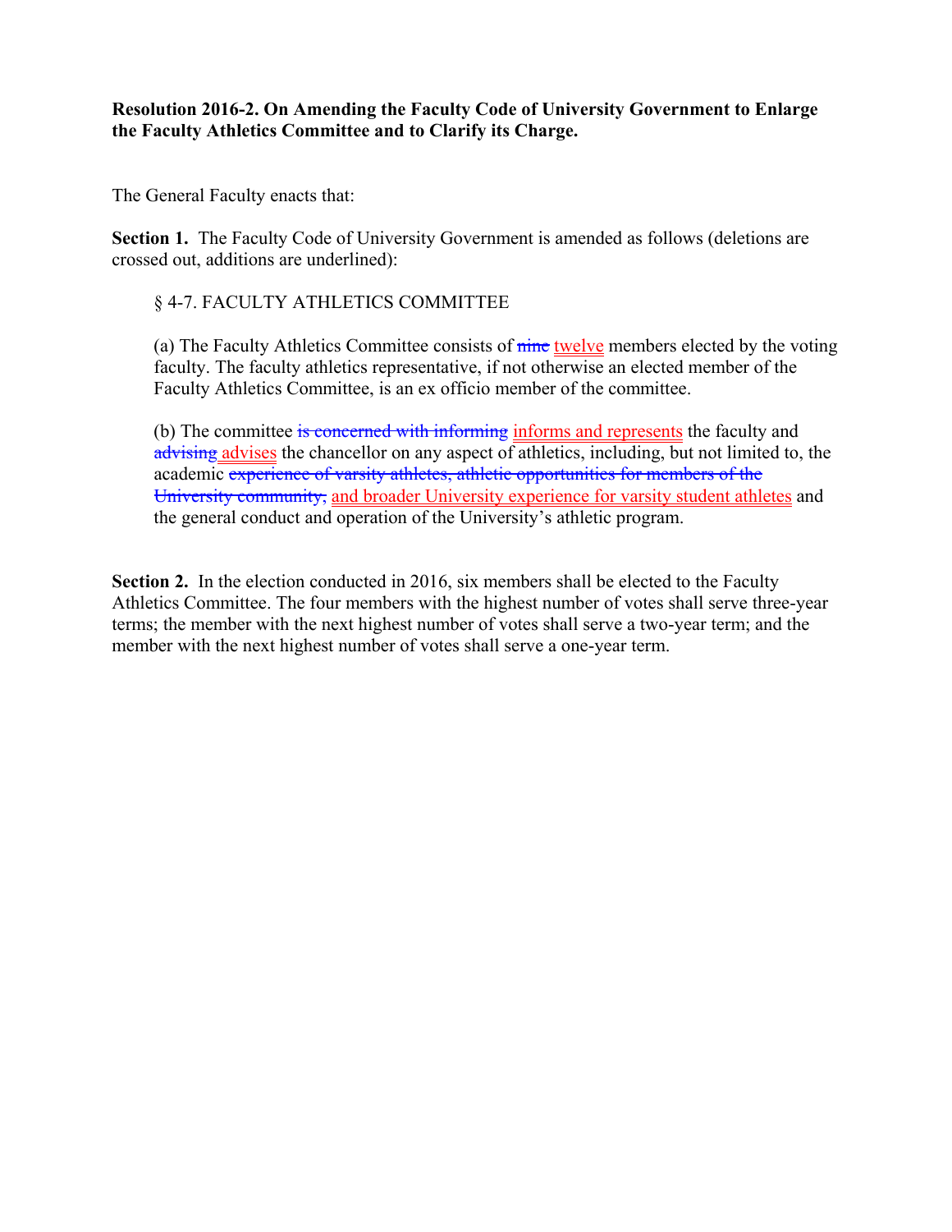**Resolution 2016-2. On Amending the Faculty Code of University Government to Enlarge the Faculty Athletics Committee and to Clarify its Charge.**

The General Faculty enacts that:

**Section 1.** The Faculty Code of University Government is amended as follows (deletions are crossed out, additions are underlined):

> § 4-7. FACULTY ATHLETICS COMMITTEE
>
> (a) The Faculty Athletics Committee consists of ~~nine~~ <u>twelve</u> members elected by the voting faculty. The faculty athletics representative, if not otherwise an elected member of the Faculty Athletics Committee, is an ex officio member of the committee.
>
> (b) The committee ~~is concerned with informing~~ <u>informs and represents</u> the faculty and ~~advising~~ <u>advises</u> the chancellor on any aspect of athletics, including, but not limited to, the academic ~~experience of varsity athletes, athletic opportunities for members of the University community,~~ <u>and broader University experience for varsity student athletes</u> and the general conduct and operation of the University's athletic program.

**Section 2.** In the election conducted in 2016, six members shall be elected to the Faculty Athletics Committee. The four members with the highest number of votes shall serve three-year terms; the member with the next highest number of votes shall serve a two-year term; and the member with the next highest number of votes shall serve a one-year term.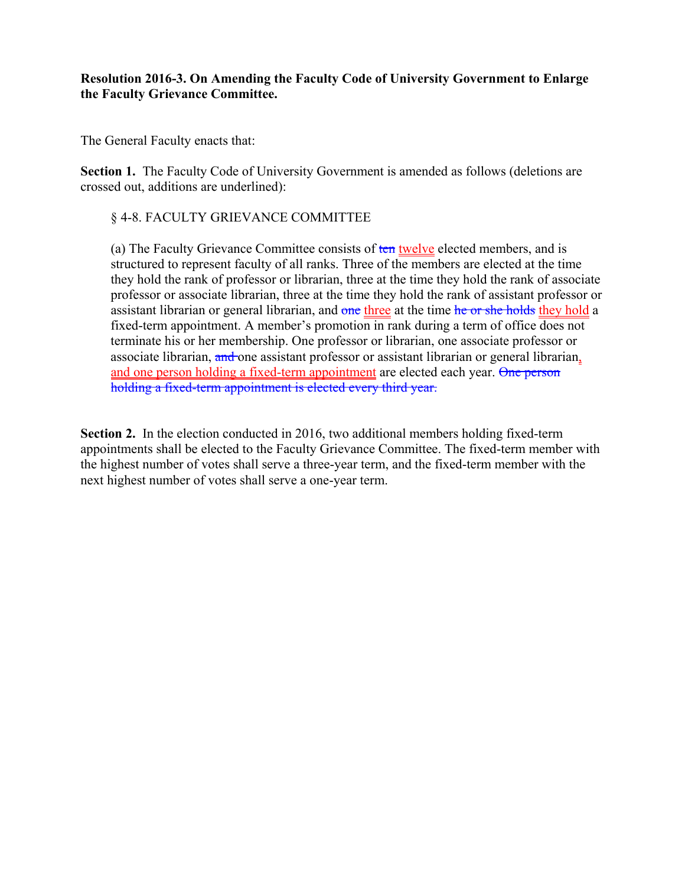**Resolution 2016-3. On Amending the Faculty Code of University Government to Enlarge the Faculty Grievance Committee.**

The General Faculty enacts that:

**Section 1.** The Faculty Code of University Government is amended as follows (deletions are crossed out, additions are underlined):

> § 4-8. FACULTY GRIEVANCE COMMITTEE
>
> (a) The Faculty Grievance Committee consists of ~~ten~~ <u>twelve</u> elected members, and is structured to represent faculty of all ranks. Three of the members are elected at the time they hold the rank of professor or librarian, three at the time they hold the rank of associate professor or associate librarian, three at the time they hold the rank of assistant professor or assistant librarian or general librarian, and ~~one~~ <u>three</u> at the time ~~he or she holds~~ <u>they hold</u> a fixed-term appointment. A member's promotion in rank during a term of office does not terminate his or her membership. One professor or librarian, one associate professor or associate librarian, ~~and~~ one assistant professor or assistant librarian or general librarian<u>, and one person holding a fixed-term appointment</u> are elected each year. ~~One person holding a fixed-term appointment is elected every third year~~.

**Section 2.** In the election conducted in 2016, two additional members holding fixed-term appointments shall be elected to the Faculty Grievance Committee. The fixed-term member with the highest number of votes shall serve a three-year term, and the fixed-term member with the next highest number of votes shall serve a one-year term.